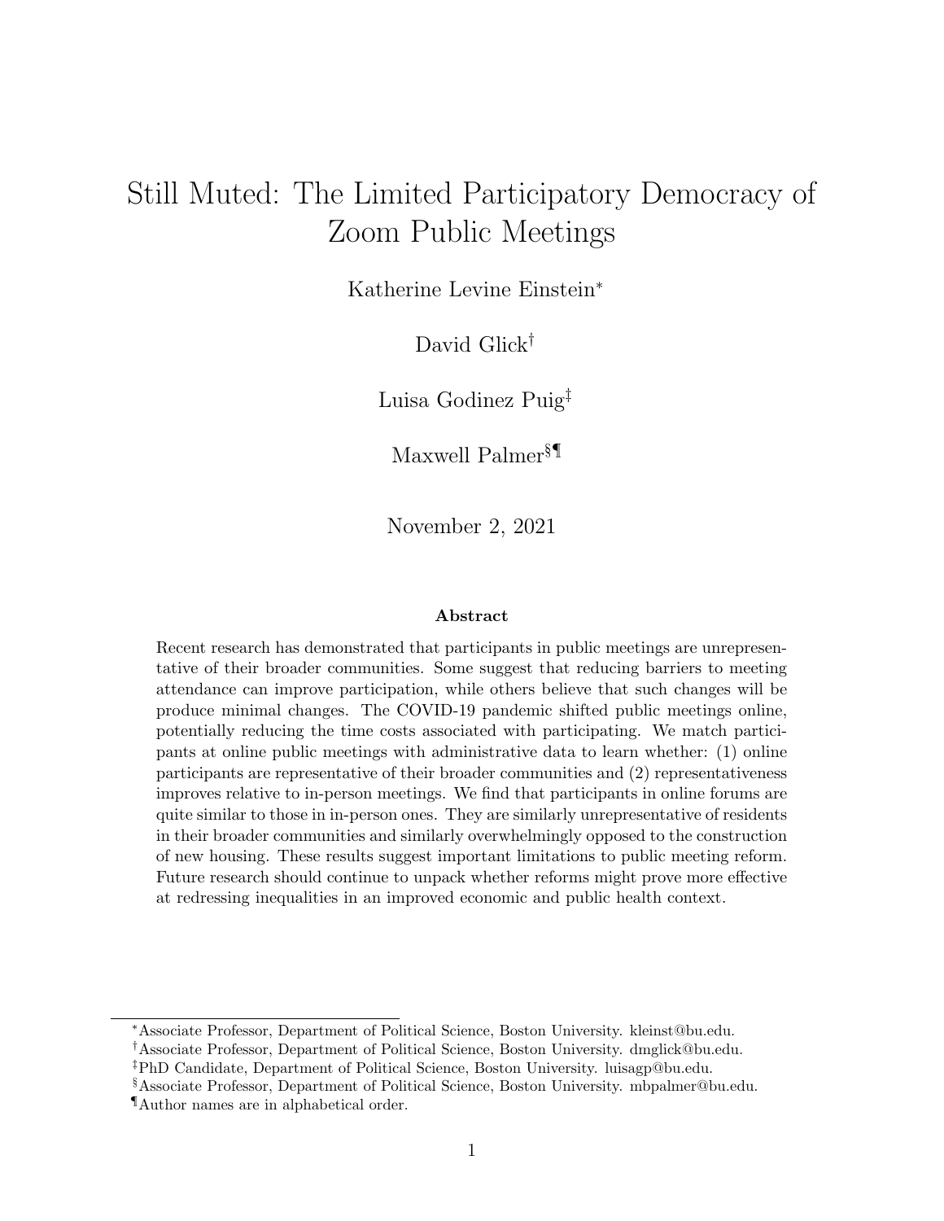# Still Muted: The Limited Participatory Democracy of Zoom Public Meetings

Katherine Levine Einstein[*]

David Glick[†]

Luisa Godinez Puig[‡]

Maxwell Palmer[§¶]

November 2, 2021

### Abstract

Recent research has demonstrated that participants in public meetings are unrepresentative of their broader communities. Some suggest that reducing barriers to meeting attendance can improve participation, while others believe that such changes will be produce minimal changes. The COVID-19 pandemic shifted public meetings online, potentially reducing the time costs associated with participating. We match participants at online public meetings with administrative data to learn whether: (1) online participants are representative of their broader communities and (2) representativeness improves relative to in-person meetings. We find that participants in online forums are quite similar to those in in-person ones. They are similarly unrepresentative of residents in their broader communities and similarly overwhelmingly opposed to the construction of new housing. These results suggest important limitations to public meeting reform. Future research should continue to unpack whether reforms might prove more effective at redressing inequalities in an improved economic and public health context.

---

[*] Associate Professor, Department of Political Science, Boston University. kleinst@bu.edu.

[†] Associate Professor, Department of Political Science, Boston University. dmglick@bu.edu.

[‡] PhD Candidate, Department of Political Science, Boston University. luisagp@bu.edu.

[§] Associate Professor, Department of Political Science, Boston University. mbpalmer@bu.edu.

[¶] Author names are in alphabetical order.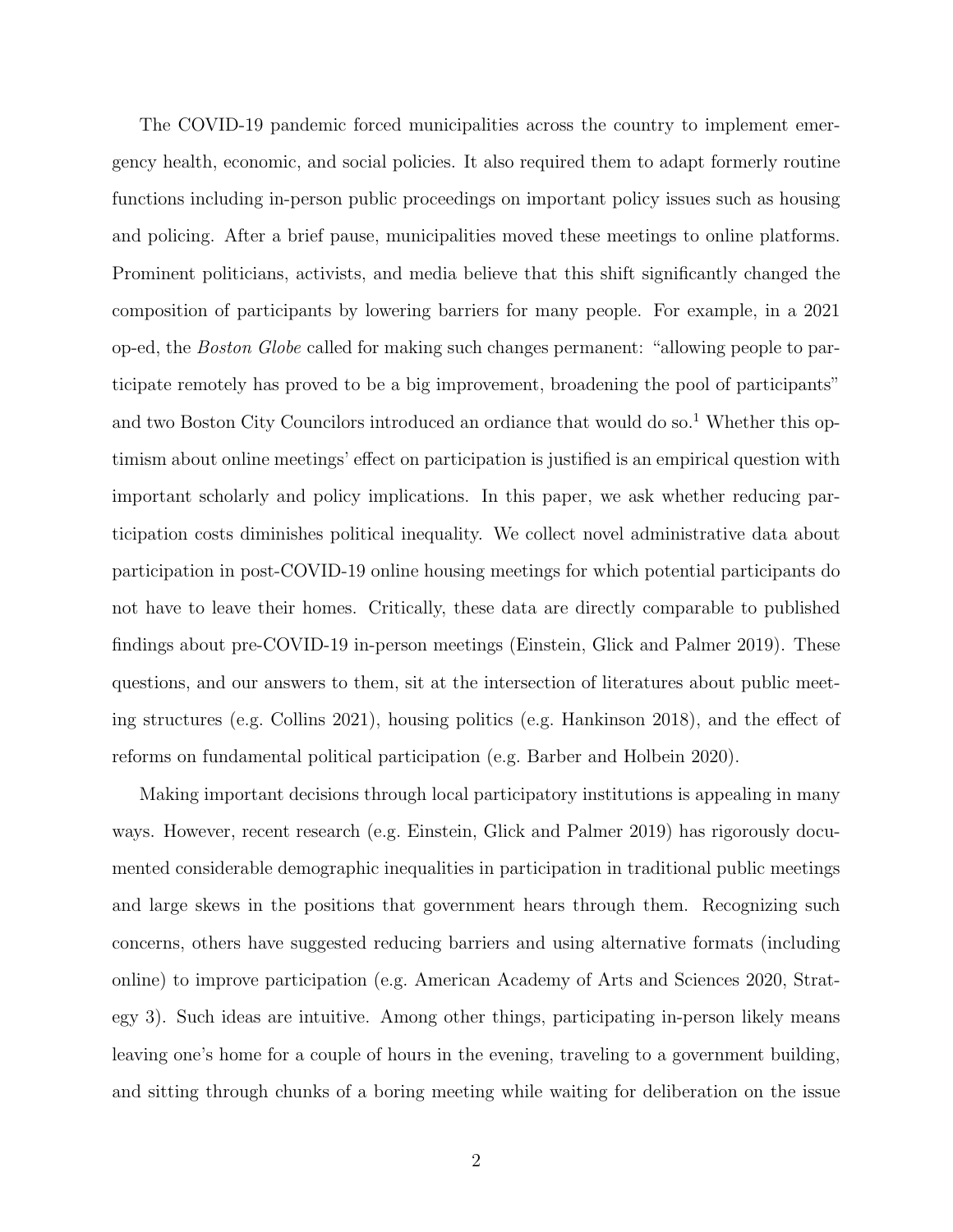The COVID-19 pandemic forced municipalities across the country to implement emergency health, economic, and social policies. It also required them to adapt formerly routine functions including in-person public proceedings on important policy issues such as housing and policing. After a brief pause, municipalities moved these meetings to online platforms. Prominent politicians, activists, and media believe that this shift significantly changed the composition of participants by lowering barriers for many people. For example, in a 2021 op-ed, the *Boston Globe* called for making such changes permanent: "allowing people to participate remotely has proved to be a big improvement, broadening the pool of participants" and two Boston City Councilors introduced an ordiance that would do so.[1] Whether this optimism about online meetings' effect on participation is justified is an empirical question with important scholarly and policy implications. In this paper, we ask whether reducing participation costs diminishes political inequality. We collect novel administrative data about participation in post-COVID-19 online housing meetings for which potential participants do not have to leave their homes. Critically, these data are directly comparable to published findings about pre-COVID-19 in-person meetings (Einstein, Glick and Palmer 2019). These questions, and our answers to them, sit at the intersection of literatures about public meeting structures (e.g. Collins 2021), housing politics (e.g. Hankinson 2018), and the effect of reforms on fundamental political participation (e.g. Barber and Holbein 2020).

Making important decisions through local participatory institutions is appealing in many ways. However, recent research (e.g. Einstein, Glick and Palmer 2019) has rigorously documented considerable demographic inequalities in participation in traditional public meetings and large skews in the positions that government hears through them. Recognizing such concerns, others have suggested reducing barriers and using alternative formats (including online) to improve participation (e.g. American Academy of Arts and Sciences 2020, Strategy 3). Such ideas are intuitive. Among other things, participating in-person likely means leaving one's home for a couple of hours in the evening, traveling to a government building, and sitting through chunks of a boring meeting while waiting for deliberation on the issue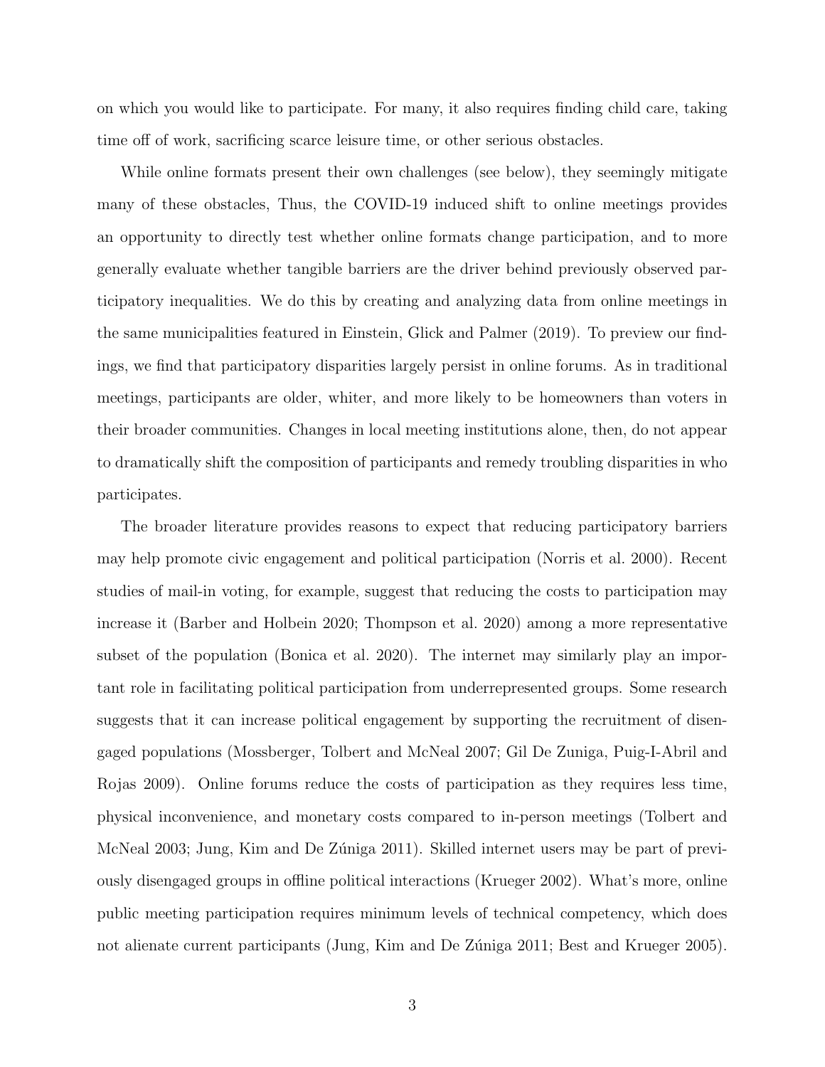on which you would like to participate. For many, it also requires finding child care, taking time off of work, sacrificing scarce leisure time, or other serious obstacles.

While online formats present their own challenges (see below), they seemingly mitigate many of these obstacles, Thus, the COVID-19 induced shift to online meetings provides an opportunity to directly test whether online formats change participation, and to more generally evaluate whether tangible barriers are the driver behind previously observed participatory inequalities. We do this by creating and analyzing data from online meetings in the same municipalities featured in Einstein, Glick and Palmer (2019). To preview our findings, we find that participatory disparities largely persist in online forums. As in traditional meetings, participants are older, whiter, and more likely to be homeowners than voters in their broader communities. Changes in local meeting institutions alone, then, do not appear to dramatically shift the composition of participants and remedy troubling disparities in who participates.

The broader literature provides reasons to expect that reducing participatory barriers may help promote civic engagement and political participation (Norris et al. 2000). Recent studies of mail-in voting, for example, suggest that reducing the costs to participation may increase it (Barber and Holbein 2020; Thompson et al. 2020) among a more representative subset of the population (Bonica et al. 2020). The internet may similarly play an important role in facilitating political participation from underrepresented groups. Some research suggests that it can increase political engagement by supporting the recruitment of disengaged populations (Mossberger, Tolbert and McNeal 2007; Gil De Zuniga, Puig-I-Abril and Rojas 2009). Online forums reduce the costs of participation as they requires less time, physical inconvenience, and monetary costs compared to in-person meetings (Tolbert and McNeal 2003; Jung, Kim and De Zúniga 2011). Skilled internet users may be part of previously disengaged groups in offline political interactions (Krueger 2002). What's more, online public meeting participation requires minimum levels of technical competency, which does not alienate current participants (Jung, Kim and De Zúniga 2011; Best and Krueger 2005).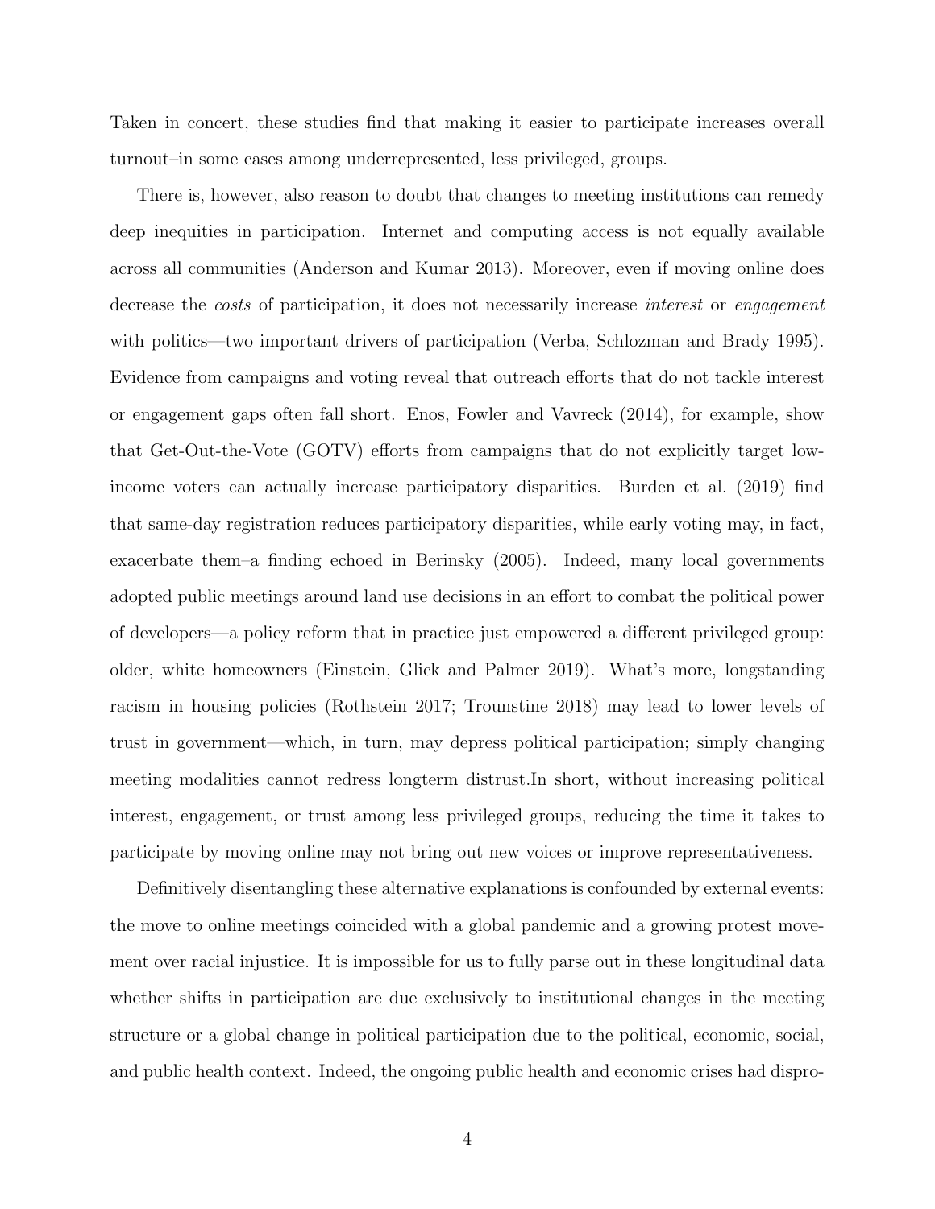Taken in concert, these studies find that making it easier to participate increases overall turnout–in some cases among underrepresented, less privileged, groups.

There is, however, also reason to doubt that changes to meeting institutions can remedy deep inequities in participation. Internet and computing access is not equally available across all communities (Anderson and Kumar 2013). Moreover, even if moving online does decrease the *costs* of participation, it does not necessarily increase *interest* or *engagement* with politics—two important drivers of participation (Verba, Schlozman and Brady 1995). Evidence from campaigns and voting reveal that outreach efforts that do not tackle interest or engagement gaps often fall short. Enos, Fowler and Vavreck (2014), for example, show that Get-Out-the-Vote (GOTV) efforts from campaigns that do not explicitly target low-income voters can actually increase participatory disparities. Burden et al. (2019) find that same-day registration reduces participatory disparities, while early voting may, in fact, exacerbate them–a finding echoed in Berinsky (2005). Indeed, many local governments adopted public meetings around land use decisions in an effort to combat the political power of developers—a policy reform that in practice just empowered a different privileged group: older, white homeowners (Einstein, Glick and Palmer 2019). What's more, longstanding racism in housing policies (Rothstein 2017; Trounstine 2018) may lead to lower levels of trust in government—which, in turn, may depress political participation; simply changing meeting modalities cannot redress longterm distrust.In short, without increasing political interest, engagement, or trust among less privileged groups, reducing the time it takes to participate by moving online may not bring out new voices or improve representativeness.

Definitively disentangling these alternative explanations is confounded by external events: the move to online meetings coincided with a global pandemic and a growing protest movement over racial injustice. It is impossible for us to fully parse out in these longitudinal data whether shifts in participation are due exclusively to institutional changes in the meeting structure or a global change in political participation due to the political, economic, social, and public health context. Indeed, the ongoing public health and economic crises had dispro-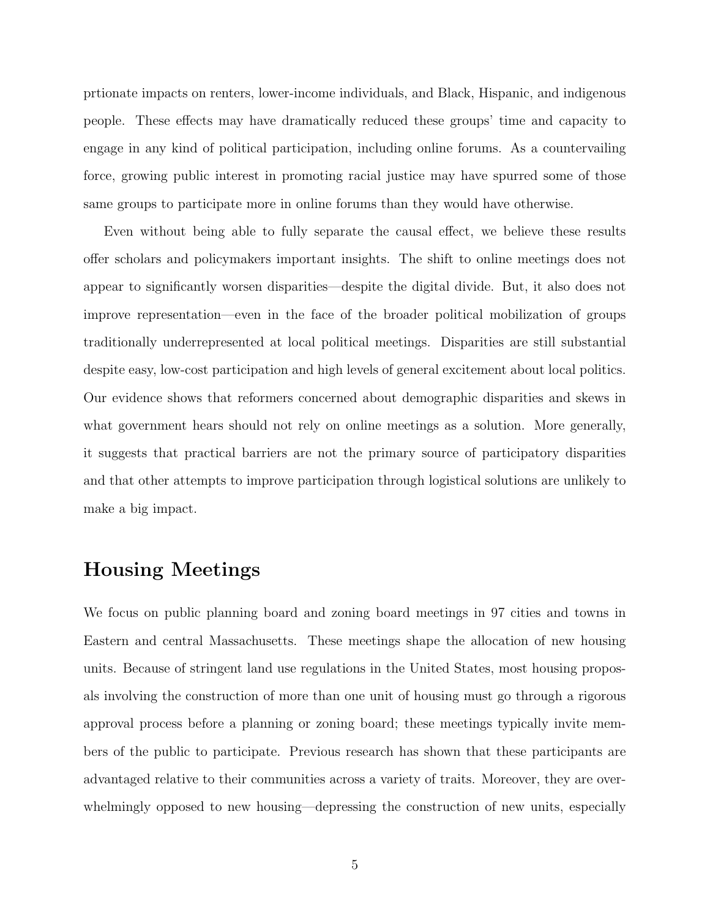prtionate impacts on renters, lower-income individuals, and Black, Hispanic, and indigenous people. These effects may have dramatically reduced these groups' time and capacity to engage in any kind of political participation, including online forums. As a countervailing force, growing public interest in promoting racial justice may have spurred some of those same groups to participate more in online forums than they would have otherwise.

Even without being able to fully separate the causal effect, we believe these results offer scholars and policymakers important insights. The shift to online meetings does not appear to significantly worsen disparities—despite the digital divide. But, it also does not improve representation—even in the face of the broader political mobilization of groups traditionally underrepresented at local political meetings. Disparities are still substantial despite easy, low-cost participation and high levels of general excitement about local politics. Our evidence shows that reformers concerned about demographic disparities and skews in what government hears should not rely on online meetings as a solution. More generally, it suggests that practical barriers are not the primary source of participatory disparities and that other attempts to improve participation through logistical solutions are unlikely to make a big impact.

## Housing Meetings

We focus on public planning board and zoning board meetings in 97 cities and towns in Eastern and central Massachusetts. These meetings shape the allocation of new housing units. Because of stringent land use regulations in the United States, most housing proposals involving the construction of more than one unit of housing must go through a rigorous approval process before a planning or zoning board; these meetings typically invite members of the public to participate. Previous research has shown that these participants are advantaged relative to their communities across a variety of traits. Moreover, they are overwhelmingly opposed to new housing—depressing the construction of new units, especially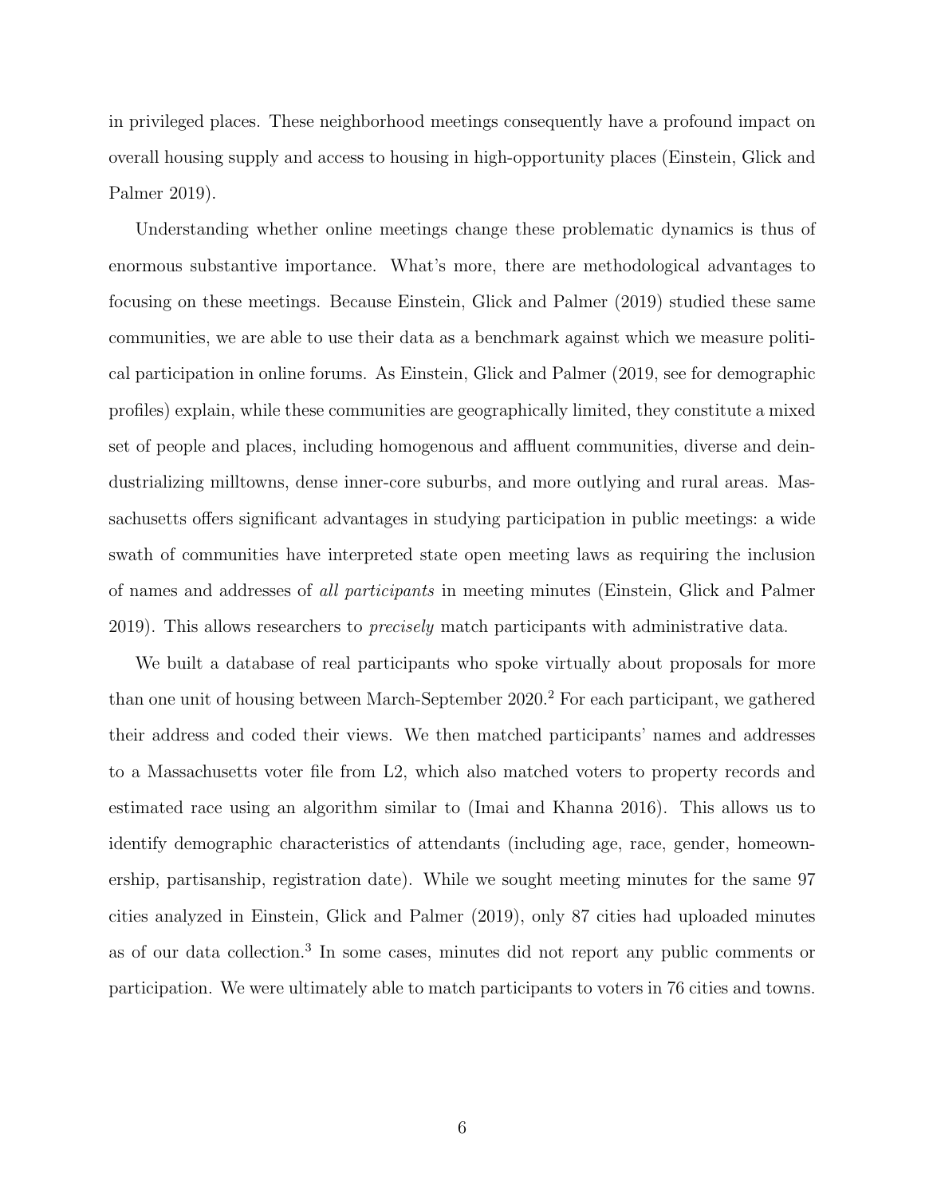in privileged places. These neighborhood meetings consequently have a profound impact on overall housing supply and access to housing in high-opportunity places (Einstein, Glick and Palmer 2019).

Understanding whether online meetings change these problematic dynamics is thus of enormous substantive importance. What's more, there are methodological advantages to focusing on these meetings. Because Einstein, Glick and Palmer (2019) studied these same communities, we are able to use their data as a benchmark against which we measure political participation in online forums. As Einstein, Glick and Palmer (2019, see for demographic profiles) explain, while these communities are geographically limited, they constitute a mixed set of people and places, including homogenous and affluent communities, diverse and deindustrializing milltowns, dense inner-core suburbs, and more outlying and rural areas. Massachusetts offers significant advantages in studying participation in public meetings: a wide swath of communities have interpreted state open meeting laws as requiring the inclusion of names and addresses of *all participants* in meeting minutes (Einstein, Glick and Palmer 2019). This allows researchers to *precisely* match participants with administrative data.

We built a database of real participants who spoke virtually about proposals for more than one unit of housing between March-September 2020.[2] For each participant, we gathered their address and coded their views. We then matched participants' names and addresses to a Massachusetts voter file from L2, which also matched voters to property records and estimated race using an algorithm similar to (Imai and Khanna 2016). This allows us to identify demographic characteristics of attendants (including age, race, gender, homeownership, partisanship, registration date). While we sought meeting minutes for the same 97 cities analyzed in Einstein, Glick and Palmer (2019), only 87 cities had uploaded minutes as of our data collection.[3] In some cases, minutes did not report any public comments or participation. We were ultimately able to match participants to voters in 76 cities and towns.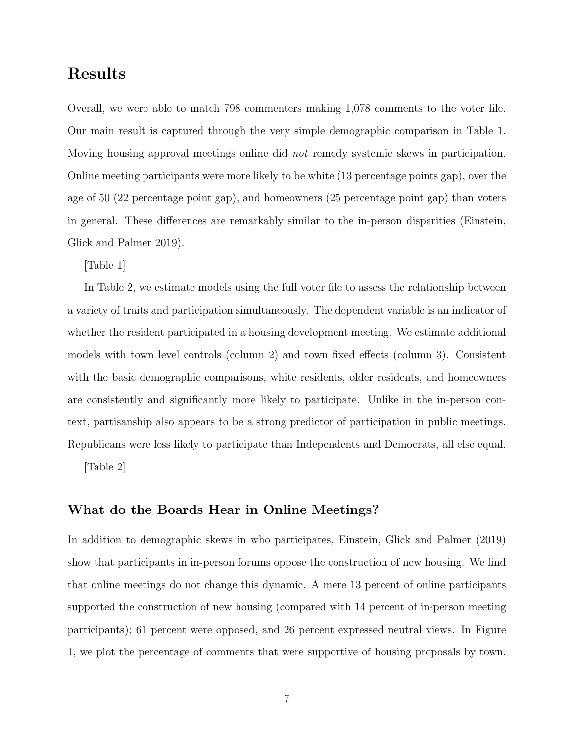## Results

Overall, we were able to match 798 commenters making 1,078 comments to the voter file. Our main result is captured through the very simple demographic comparison in Table 1. Moving housing approval meetings online did *not* remedy systemic skews in participation. Online meeting participants were more likely to be white (13 percentage points gap), over the age of 50 (22 percentage point gap), and homeowners (25 percentage point gap) than voters in general. These differences are remarkably similar to the in-person disparities (Einstein, Glick and Palmer 2019).

[Table 1]

In Table 2, we estimate models using the full voter file to assess the relationship between a variety of traits and participation simultaneously. The dependent variable is an indicator of whether the resident participated in a housing development meeting. We estimate additional models with town level controls (column 2) and town fixed effects (column 3). Consistent with the basic demographic comparisons, white residents, older residents, and homeowners are consistently and significantly more likely to participate. Unlike in the in-person context, partisanship also appears to be a strong predictor of participation in public meetings. Republicans were less likely to participate than Independents and Democrats, all else equal.

[Table 2]

### What do the Boards Hear in Online Meetings?

In addition to demographic skews in who participates, Einstein, Glick and Palmer (2019) show that participants in in-person forums oppose the construction of new housing. We find that online meetings do not change this dynamic. A mere 13 percent of online participants supported the construction of new housing (compared with 14 percent of in-person meeting participants); 61 percent were opposed, and 26 percent expressed neutral views. In Figure 1, we plot the percentage of comments that were supportive of housing proposals by town.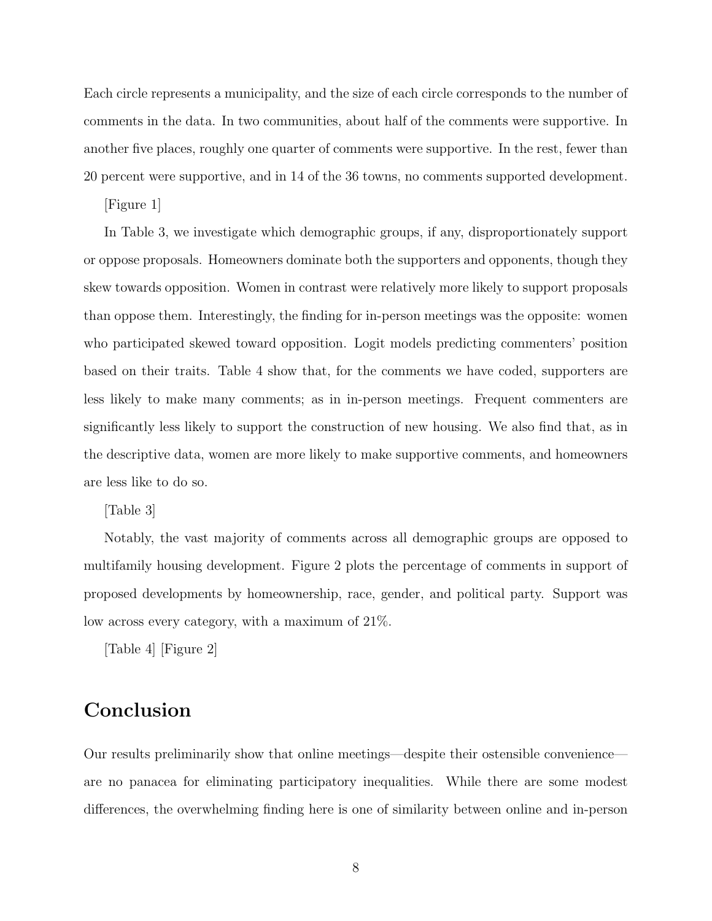Each circle represents a municipality, and the size of each circle corresponds to the number of comments in the data. In two communities, about half of the comments were supportive. In another five places, roughly one quarter of comments were supportive. In the rest, fewer than 20 percent were supportive, and in 14 of the 36 towns, no comments supported development.

[Figure 1]

In Table 3, we investigate which demographic groups, if any, disproportionately support or oppose proposals. Homeowners dominate both the supporters and opponents, though they skew towards opposition. Women in contrast were relatively more likely to support proposals than oppose them. Interestingly, the finding for in-person meetings was the opposite: women who participated skewed toward opposition. Logit models predicting commenters' position based on their traits. Table 4 show that, for the comments we have coded, supporters are less likely to make many comments; as in in-person meetings. Frequent commenters are significantly less likely to support the construction of new housing. We also find that, as in the descriptive data, women are more likely to make supportive comments, and homeowners are less like to do so.

[Table 3]

Notably, the vast majority of comments across all demographic groups are opposed to multifamily housing development. Figure 2 plots the percentage of comments in support of proposed developments by homeownership, race, gender, and political party. Support was low across every category, with a maximum of 21%.

[Table 4] [Figure 2]

# Conclusion

Our results preliminarily show that online meetings—despite their ostensible convenience—are no panacea for eliminating participatory inequalities. While there are some modest differences, the overwhelming finding here is one of similarity between online and in-person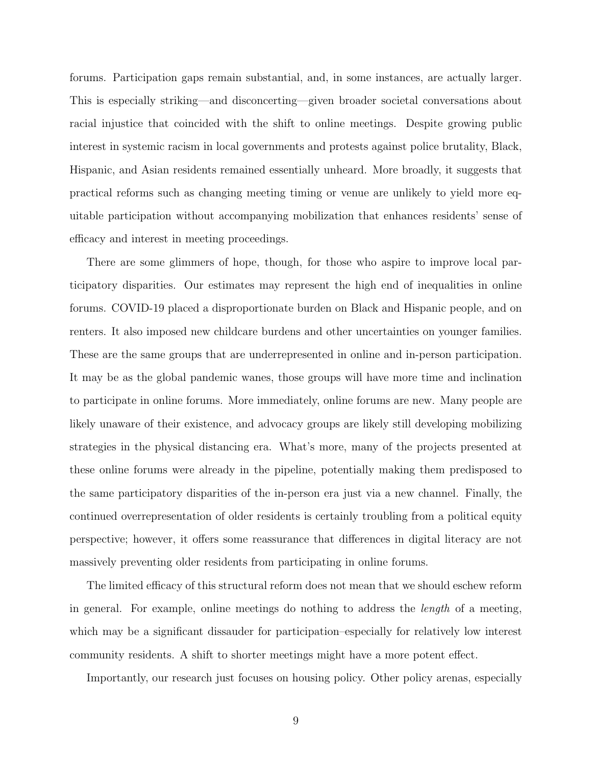forums. Participation gaps remain substantial, and, in some instances, are actually larger. This is especially striking—and disconcerting—given broader societal conversations about racial injustice that coincided with the shift to online meetings. Despite growing public interest in systemic racism in local governments and protests against police brutality, Black, Hispanic, and Asian residents remained essentially unheard. More broadly, it suggests that practical reforms such as changing meeting timing or venue are unlikely to yield more equitable participation without accompanying mobilization that enhances residents' sense of efficacy and interest in meeting proceedings.

There are some glimmers of hope, though, for those who aspire to improve local participatory disparities. Our estimates may represent the high end of inequalities in online forums. COVID-19 placed a disproportionate burden on Black and Hispanic people, and on renters. It also imposed new childcare burdens and other uncertainties on younger families. These are the same groups that are underrepresented in online and in-person participation. It may be as the global pandemic wanes, those groups will have more time and inclination to participate in online forums. More immediately, online forums are new. Many people are likely unaware of their existence, and advocacy groups are likely still developing mobilizing strategies in the physical distancing era. What's more, many of the projects presented at these online forums were already in the pipeline, potentially making them predisposed to the same participatory disparities of the in-person era just via a new channel. Finally, the continued overrepresentation of older residents is certainly troubling from a political equity perspective; however, it offers some reassurance that differences in digital literacy are not massively preventing older residents from participating in online forums.

The limited efficacy of this structural reform does not mean that we should eschew reform in general. For example, online meetings do nothing to address the *length* of a meeting, which may be a significant dissauder for participation–especially for relatively low interest community residents. A shift to shorter meetings might have a more potent effect.

Importantly, our research just focuses on housing policy. Other policy arenas, especially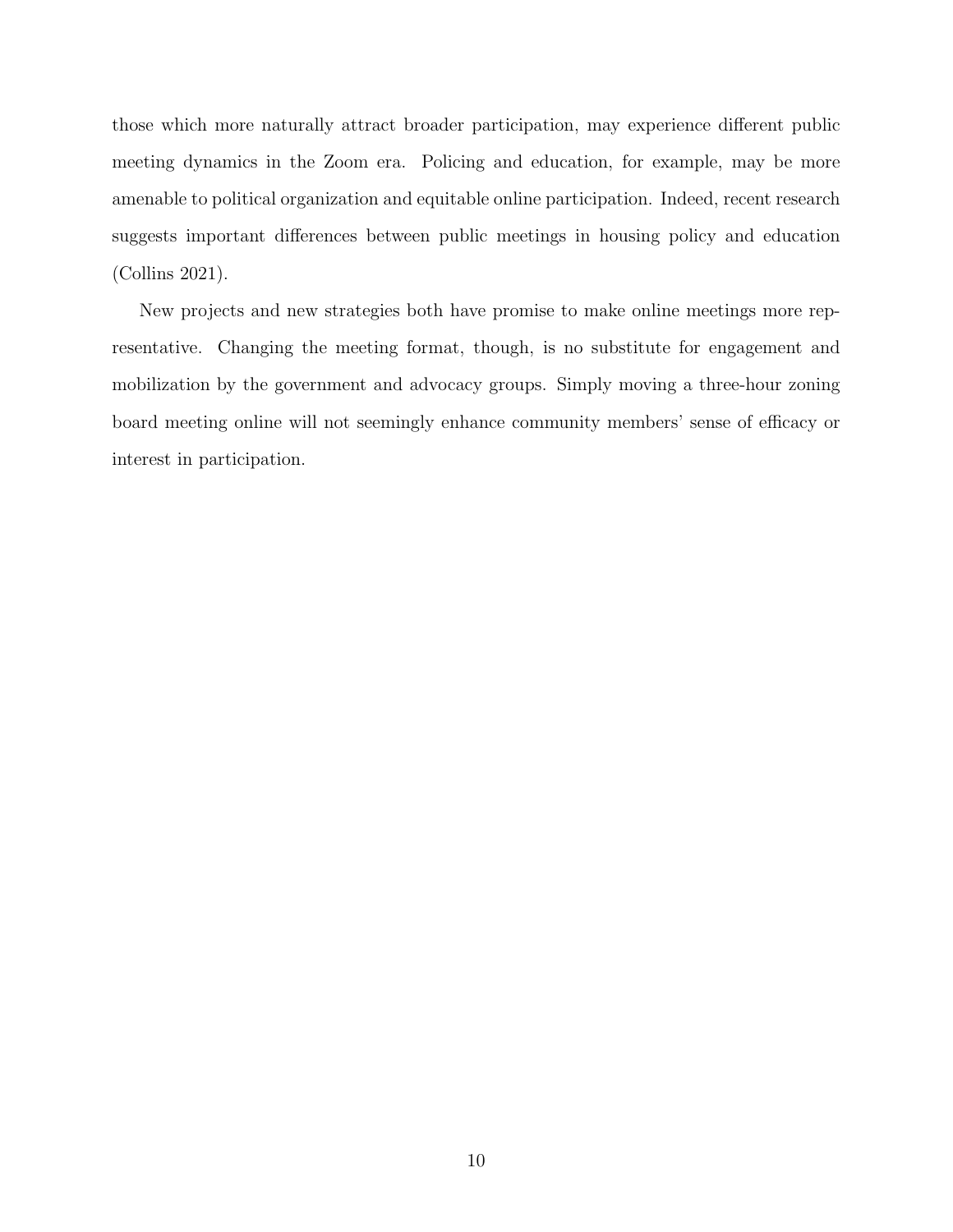those which more naturally attract broader participation, may experience different public meeting dynamics in the Zoom era. Policing and education, for example, may be more amenable to political organization and equitable online participation. Indeed, recent research suggests important differences between public meetings in housing policy and education (Collins 2021).

New projects and new strategies both have promise to make online meetings more representative. Changing the meeting format, though, is no substitute for engagement and mobilization by the government and advocacy groups. Simply moving a three-hour zoning board meeting online will not seemingly enhance community members' sense of efficacy or interest in participation.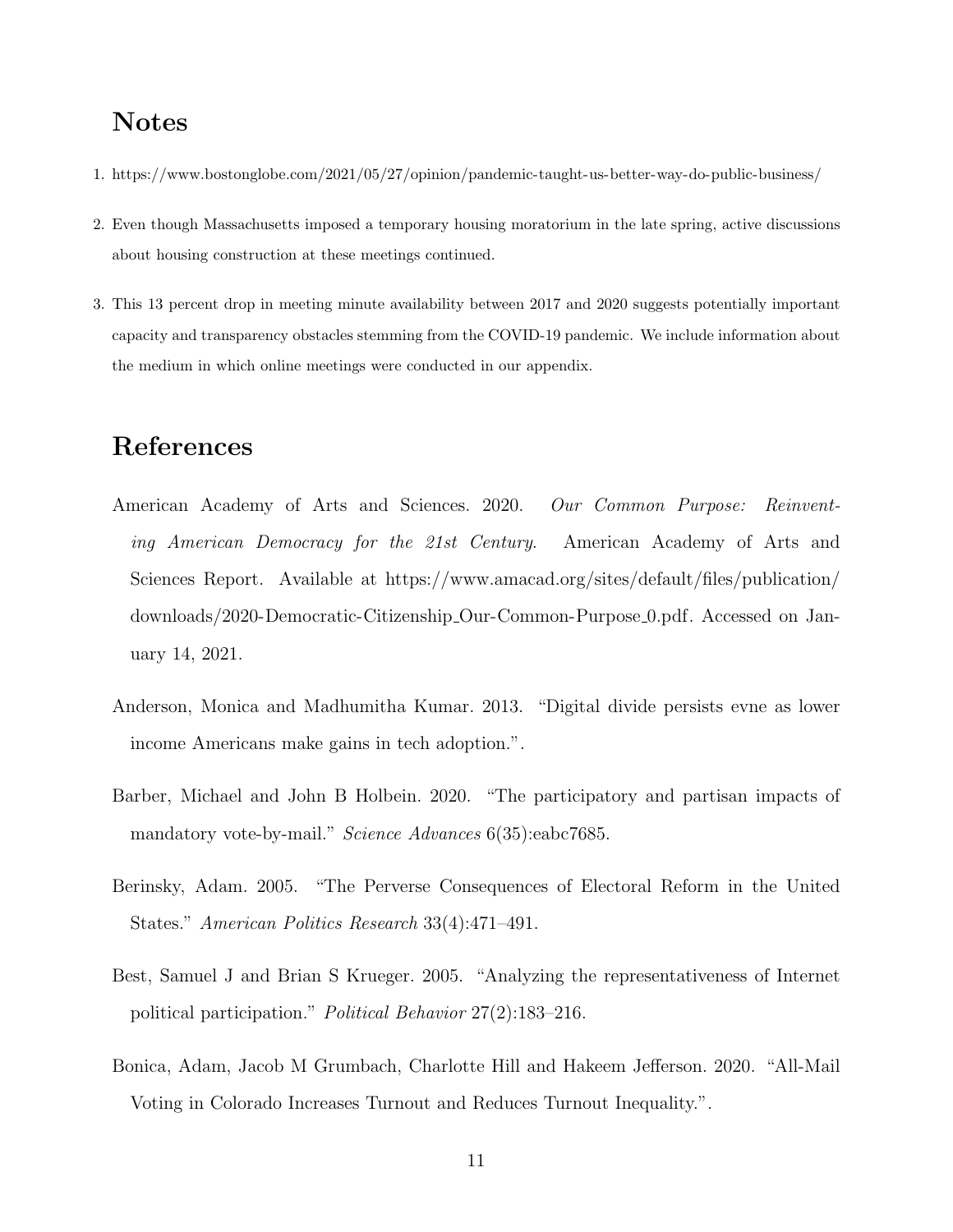## Notes

1. https://www.bostonglobe.com/2021/05/27/opinion/pandemic-taught-us-better-way-do-public-business/
2. Even though Massachusetts imposed a temporary housing moratorium in the late spring, active discussions about housing construction at these meetings continued.
3. This 13 percent drop in meeting minute availability between 2017 and 2020 suggests potentially important capacity and transparency obstacles stemming from the COVID-19 pandemic. We include information about the medium in which online meetings were conducted in our appendix.

## References

American Academy of Arts and Sciences. 2020. *Our Common Purpose: Reinventing American Democracy for the 21st Century.* American Academy of Arts and Sciences Report. Available at https://www.amacad.org/sites/default/files/publication/downloads/2020-Democratic-Citizenship_Our-Common-Purpose_0.pdf. Accessed on January 14, 2021.

Anderson, Monica and Madhumitha Kumar. 2013. "Digital divide persists evne as lower income Americans make gains in tech adoption.".

Barber, Michael and John B Holbein. 2020. "The participatory and partisan impacts of mandatory vote-by-mail." *Science Advances* 6(35):eabc7685.

Berinsky, Adam. 2005. "The Perverse Consequences of Electoral Reform in the United States." *American Politics Research* 33(4):471–491.

Best, Samuel J and Brian S Krueger. 2005. "Analyzing the representativeness of Internet political participation." *Political Behavior* 27(2):183–216.

Bonica, Adam, Jacob M Grumbach, Charlotte Hill and Hakeem Jefferson. 2020. "All-Mail Voting in Colorado Increases Turnout and Reduces Turnout Inequality.".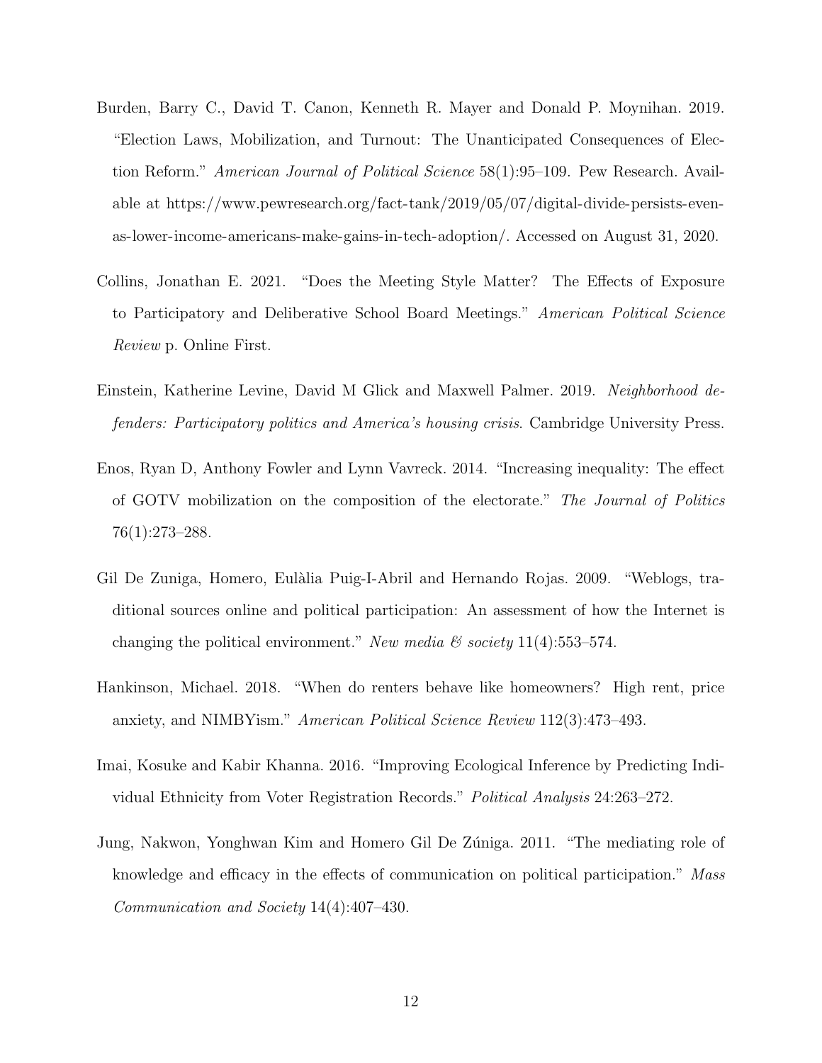Burden, Barry C., David T. Canon, Kenneth R. Mayer and Donald P. Moynihan. 2019. "Election Laws, Mobilization, and Turnout: The Unanticipated Consequences of Election Reform." *American Journal of Political Science* 58(1):95–109. Pew Research. Available at https://www.pewresearch.org/fact-tank/2019/05/07/digital-divide-persists-even-as-lower-income-americans-make-gains-in-tech-adoption/. Accessed on August 31, 2020.

Collins, Jonathan E. 2021. "Does the Meeting Style Matter? The Effects of Exposure to Participatory and Deliberative School Board Meetings." *American Political Science Review* p. Online First.

Einstein, Katherine Levine, David M Glick and Maxwell Palmer. 2019. *Neighborhood defenders: Participatory politics and America's housing crisis*. Cambridge University Press.

Enos, Ryan D, Anthony Fowler and Lynn Vavreck. 2014. "Increasing inequality: The effect of GOTV mobilization on the composition of the electorate." *The Journal of Politics* 76(1):273–288.

Gil De Zuniga, Homero, Eulàlia Puig-I-Abril and Hernando Rojas. 2009. "Weblogs, traditional sources online and political participation: An assessment of how the Internet is changing the political environment." *New media & society* 11(4):553–574.

Hankinson, Michael. 2018. "When do renters behave like homeowners? High rent, price anxiety, and NIMBYism." *American Political Science Review* 112(3):473–493.

Imai, Kosuke and Kabir Khanna. 2016. "Improving Ecological Inference by Predicting Individual Ethnicity from Voter Registration Records." *Political Analysis* 24:263–272.

Jung, Nakwon, Yonghwan Kim and Homero Gil De Zúniga. 2011. "The mediating role of knowledge and efficacy in the effects of communication on political participation." *Mass Communication and Society* 14(4):407–430.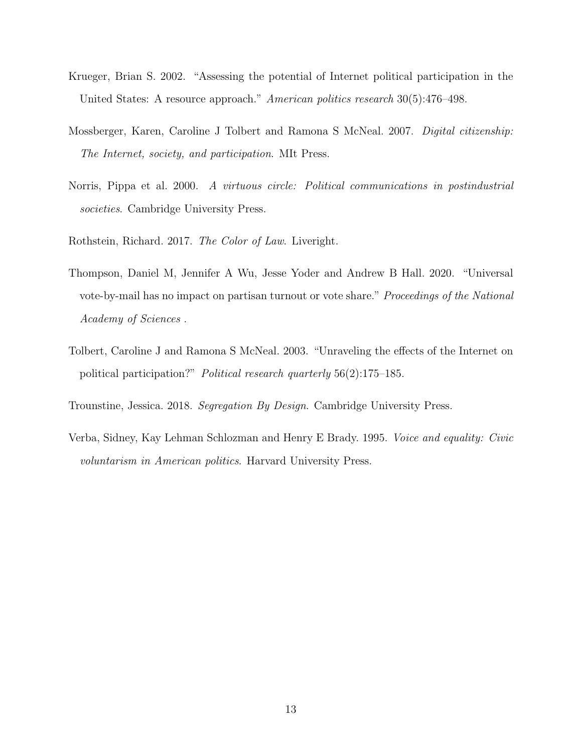Krueger, Brian S. 2002. "Assessing the potential of Internet political participation in the United States: A resource approach." *American politics research* 30(5):476–498.

Mossberger, Karen, Caroline J Tolbert and Ramona S McNeal. 2007. *Digital citizenship: The Internet, society, and participation*. MIt Press.

Norris, Pippa et al. 2000. *A virtuous circle: Political communications in postindustrial societies*. Cambridge University Press.

Rothstein, Richard. 2017. *The Color of Law*. Liveright.

Thompson, Daniel M, Jennifer A Wu, Jesse Yoder and Andrew B Hall. 2020. "Universal vote-by-mail has no impact on partisan turnout or vote share." *Proceedings of the National Academy of Sciences* .

Tolbert, Caroline J and Ramona S McNeal. 2003. "Unraveling the effects of the Internet on political participation?" *Political research quarterly* 56(2):175–185.

Trounstine, Jessica. 2018. *Segregation By Design*. Cambridge University Press.

Verba, Sidney, Kay Lehman Schlozman and Henry E Brady. 1995. *Voice and equality: Civic voluntarism in American politics*. Harvard University Press.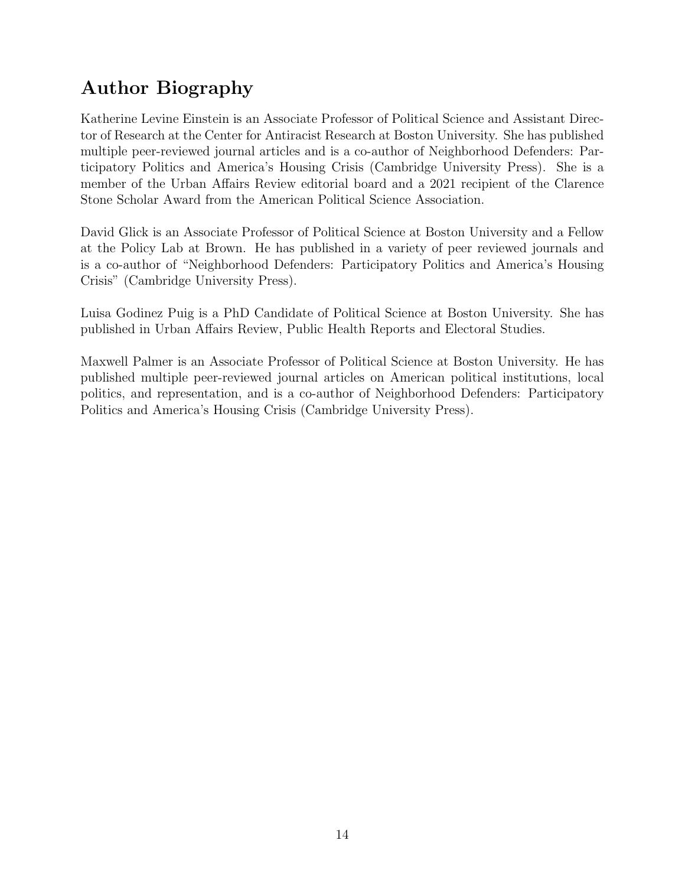# Author Biography

Katherine Levine Einstein is an Associate Professor of Political Science and Assistant Director of Research at the Center for Antiracist Research at Boston University. She has published multiple peer-reviewed journal articles and is a co-author of Neighborhood Defenders: Participatory Politics and America's Housing Crisis (Cambridge University Press). She is a member of the Urban Affairs Review editorial board and a 2021 recipient of the Clarence Stone Scholar Award from the American Political Science Association.

David Glick is an Associate Professor of Political Science at Boston University and a Fellow at the Policy Lab at Brown. He has published in a variety of peer reviewed journals and is a co-author of "Neighborhood Defenders: Participatory Politics and America's Housing Crisis" (Cambridge University Press).

Luisa Godinez Puig is a PhD Candidate of Political Science at Boston University. She has published in Urban Affairs Review, Public Health Reports and Electoral Studies.

Maxwell Palmer is an Associate Professor of Political Science at Boston University. He has published multiple peer-reviewed journal articles on American political institutions, local politics, and representation, and is a co-author of Neighborhood Defenders: Participatory Politics and America's Housing Crisis (Cambridge University Press).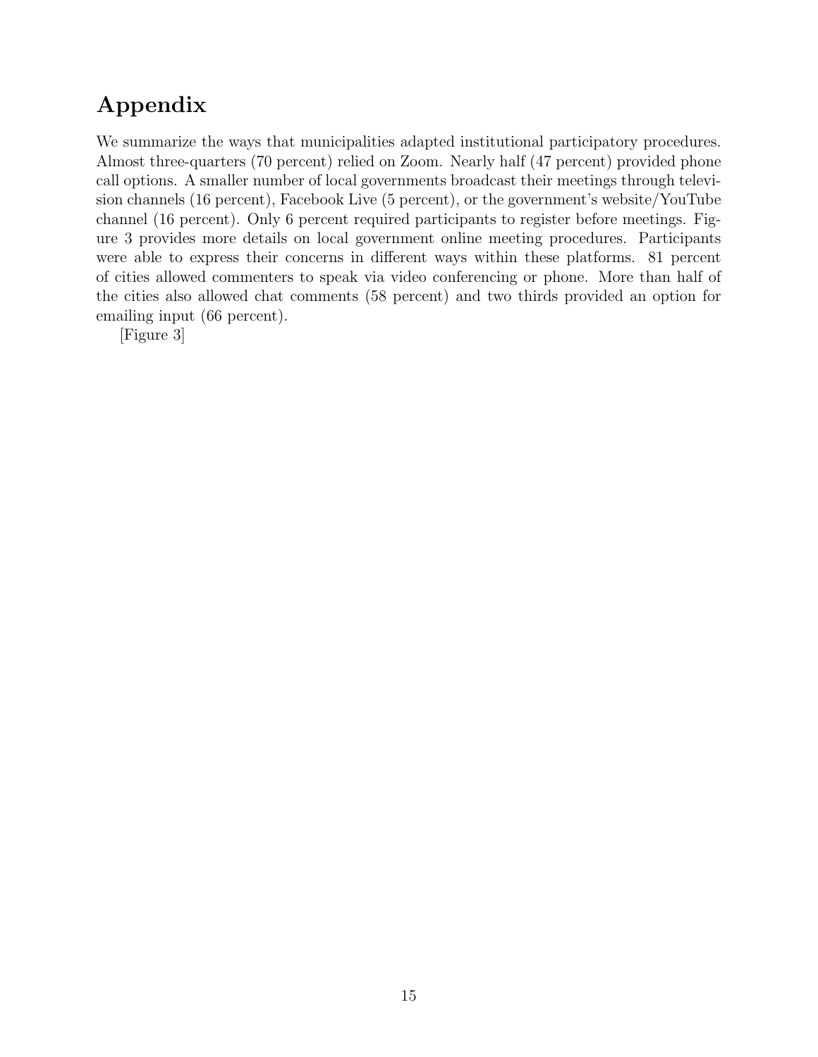# Appendix

We summarize the ways that municipalities adapted institutional participatory procedures. Almost three-quarters (70 percent) relied on Zoom. Nearly half (47 percent) provided phone call options. A smaller number of local governments broadcast their meetings through television channels (16 percent), Facebook Live (5 percent), or the government's website/YouTube channel (16 percent). Only 6 percent required participants to register before meetings. Figure 3 provides more details on local government online meeting procedures. Participants were able to express their concerns in different ways within these platforms. 81 percent of cities allowed commenters to speak via video conferencing or phone. More than half of the cities also allowed chat comments (58 percent) and two thirds provided an option for emailing input (66 percent).

[Figure 3]